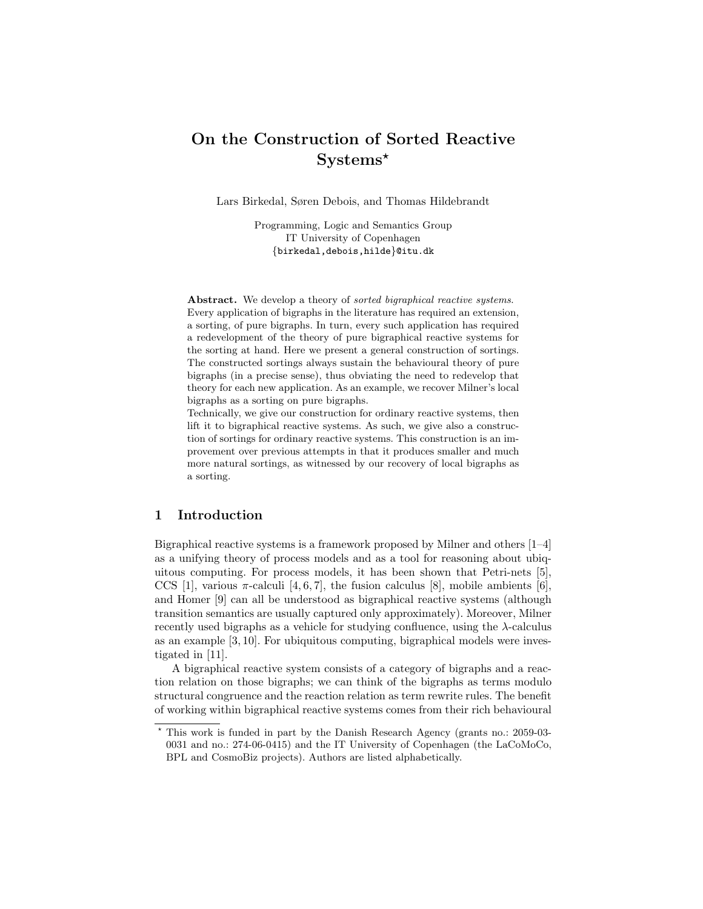# On the Construction of Sorted Reactive Systems*

Lars Birkedal, Søren Debois, and Thomas Hildebrandt

Programming, Logic and Semantics Group
IT University of Copenhagen
{birkedal,debois,hilde}@itu.dk

**Abstract.** We develop a theory of *sorted bigraphical reactive systems*. Every application of bigraphs in the literature has required an extension, a sorting, of pure bigraphs. In turn, every such application has required a redevelopment of the theory of pure bigraphical reactive systems for the sorting at hand. Here we present a general construction of sortings. The constructed sortings always sustain the behavioural theory of pure bigraphs (in a precise sense), thus obviating the need to redevelop that theory for each new application. As an example, we recover Milner's local bigraphs as a sorting on pure bigraphs.

Technically, we give our construction for ordinary reactive systems, then lift it to bigraphical reactive systems. As such, we give also a construction of sortings for ordinary reactive systems. This construction is an improvement over previous attempts in that it produces smaller and much more natural sortings, as witnessed by our recovery of local bigraphs as a sorting.

## 1 Introduction

Bigraphical reactive systems is a framework proposed by Milner and others [1–4] as a unifying theory of process models and as a tool for reasoning about ubiquitous computing. For process models, it has been shown that Petri-nets [5], CCS [1], various $\pi$-calculi [4, 6, 7], the fusion calculus [8], mobile ambients [6], and Homer [9] can all be understood as bigraphical reactive systems (although transition semantics are usually captured only approximately). Moreover, Milner recently used bigraphs as a vehicle for studying confluence, using the $\lambda$-calculus as an example [3, 10]. For ubiquitous computing, bigraphical models were investigated in [11].

A bigraphical reactive system consists of a category of bigraphs and a reaction relation on those bigraphs; we can think of the bigraphs as terms modulo structural congruence and the reaction relation as term rewrite rules. The benefit of working within bigraphical reactive systems comes from their rich behavioural

* This work is funded in part by the Danish Research Agency (grants no.: 2059-03-0031 and no.: 274-06-0415) and the IT University of Copenhagen (the LaCoMoCo, BPL and CosmoBiz projects). Authors are listed alphabetically.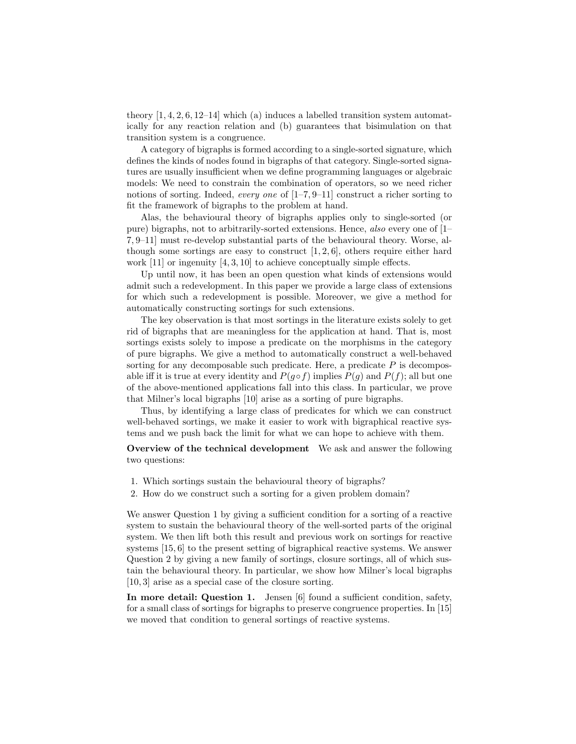theory [1, 4, 2, 6, 12–14] which (a) induces a labelled transition system automatically for any reaction relation and (b) guarantees that bisimulation on that transition system is a congruence.

A category of bigraphs is formed according to a single-sorted signature, which defines the kinds of nodes found in bigraphs of that category. Single-sorted signatures are usually insufficient when we define programming languages or algebraic models: We need to constrain the combination of operators, so we need richer notions of sorting. Indeed, *every one* of [1–7, 9–11] construct a richer sorting to fit the framework of bigraphs to the problem at hand.

Alas, the behavioural theory of bigraphs applies only to single-sorted (or pure) bigraphs, not to arbitrarily-sorted extensions. Hence, *also* every one of [1–7, 9–11] must re-develop substantial parts of the behavioural theory. Worse, although some sortings are easy to construct [1, 2, 6], others require either hard work [11] or ingenuity [4, 3, 10] to achieve conceptually simple effects.

Up until now, it has been an open question what kinds of extensions would admit such a redevelopment. In this paper we provide a large class of extensions for which such a redevelopment is possible. Moreover, we give a method for automatically constructing sortings for such extensions.

The key observation is that most sortings in the literature exists solely to get rid of bigraphs that are meaningless for the application at hand. That is, most sortings exists solely to impose a predicate on the morphisms in the category of pure bigraphs. We give a method to automatically construct a well-behaved sorting for any decomposable such predicate. Here, a predicate $P$ is decomposable iff it is true at every identity and $P(g \circ f)$ implies $P(g)$ and $P(f)$; all but one of the above-mentioned applications fall into this class. In particular, we prove that Milner's local bigraphs [10] arise as a sorting of pure bigraphs.

Thus, by identifying a large class of predicates for which we can construct well-behaved sortings, we make it easier to work with bigraphical reactive systems and we push back the limit for what we can hope to achieve with them.

**Overview of the technical development** We ask and answer the following two questions:

1. Which sortings sustain the behavioural theory of bigraphs?
2. How do we construct such a sorting for a given problem domain?

We answer Question 1 by giving a sufficient condition for a sorting of a reactive system to sustain the behavioural theory of the well-sorted parts of the original system. We then lift both this result and previous work on sortings for reactive systems [15, 6] to the present setting of bigraphical reactive systems. We answer Question 2 by giving a new family of sortings, closure sortings, all of which sustain the behavioural theory. In particular, we show how Milner's local bigraphs [10, 3] arise as a special case of the closure sorting.

**In more detail: Question 1.** Jensen [6] found a sufficient condition, safety, for a small class of sortings for bigraphs to preserve congruence properties. In [15] we moved that condition to general sortings of reactive systems.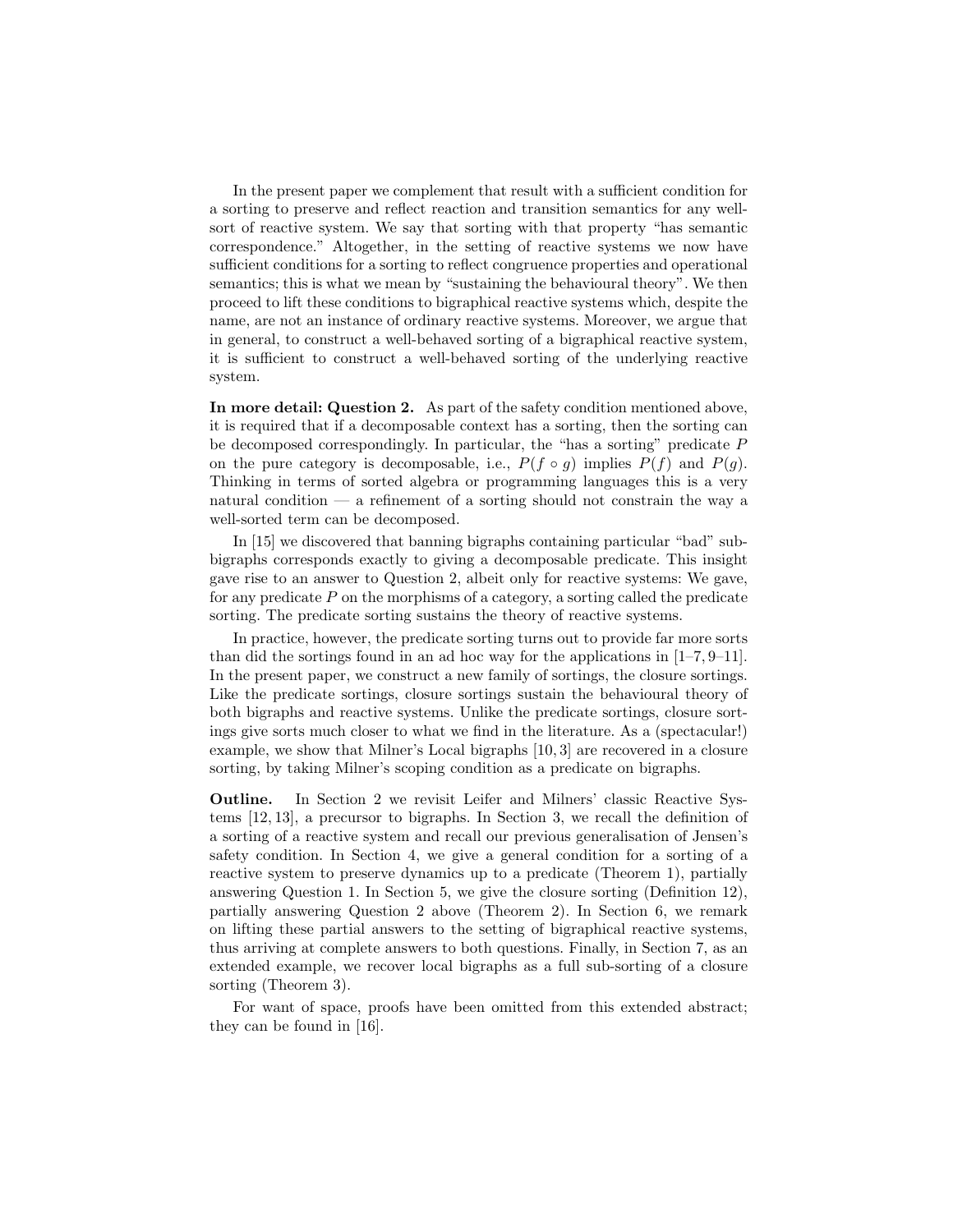In the present paper we complement that result with a sufficient condition for a sorting to preserve and reflect reaction and transition semantics for any well-sort of reactive system. We say that sorting with that property "has semantic correspondence." Altogether, in the setting of reactive systems we now have sufficient conditions for a sorting to reflect congruence properties and operational semantics; this is what we mean by "sustaining the behavioural theory". We then proceed to lift these conditions to bigraphical reactive systems which, despite the name, are not an instance of ordinary reactive systems. Moreover, we argue that in general, to construct a well-behaved sorting of a bigraphical reactive system, it is sufficient to construct a well-behaved sorting of the underlying reactive system.

**In more detail: Question 2.** As part of the safety condition mentioned above, it is required that if a decomposable context has a sorting, then the sorting can be decomposed correspondingly. In particular, the "has a sorting" predicate $P$ on the pure category is decomposable, i.e., $P(f \circ g)$ implies $P(f)$ and $P(g)$. Thinking in terms of sorted algebra or programming languages this is a very natural condition — a refinement of a sorting should not constrain the way a well-sorted term can be decomposed.

In [15] we discovered that banning bigraphs containing particular "bad" sub-bigraphs corresponds exactly to giving a decomposable predicate. This insight gave rise to an answer to Question 2, albeit only for reactive systems: We gave, for any predicate $P$ on the morphisms of a category, a sorting called the predicate sorting. The predicate sorting sustains the theory of reactive systems.

In practice, however, the predicate sorting turns out to provide far more sorts than did the sortings found in an ad hoc way for the applications in [1–7, 9–11]. In the present paper, we construct a new family of sortings, the closure sortings. Like the predicate sortings, closure sortings sustain the behavioural theory of both bigraphs and reactive systems. Unlike the predicate sortings, closure sortings give sorts much closer to what we find in the literature. As a (spectacular!) example, we show that Milner's Local bigraphs [10, 3] are recovered in a closure sorting, by taking Milner's scoping condition as a predicate on bigraphs.

**Outline.** In Section 2 we revisit Leifer and Milners' classic Reactive Systems [12, 13], a precursor to bigraphs. In Section 3, we recall the definition of a sorting of a reactive system and recall our previous generalisation of Jensen's safety condition. In Section 4, we give a general condition for a sorting of a reactive system to preserve dynamics up to a predicate (Theorem 1), partially answering Question 1. In Section 5, we give the closure sorting (Definition 12), partially answering Question 2 above (Theorem 2). In Section 6, we remark on lifting these partial answers to the setting of bigraphical reactive systems, thus arriving at complete answers to both questions. Finally, in Section 7, as an extended example, we recover local bigraphs as a full sub-sorting of a closure sorting (Theorem 3).

For want of space, proofs have been omitted from this extended abstract; they can be found in [16].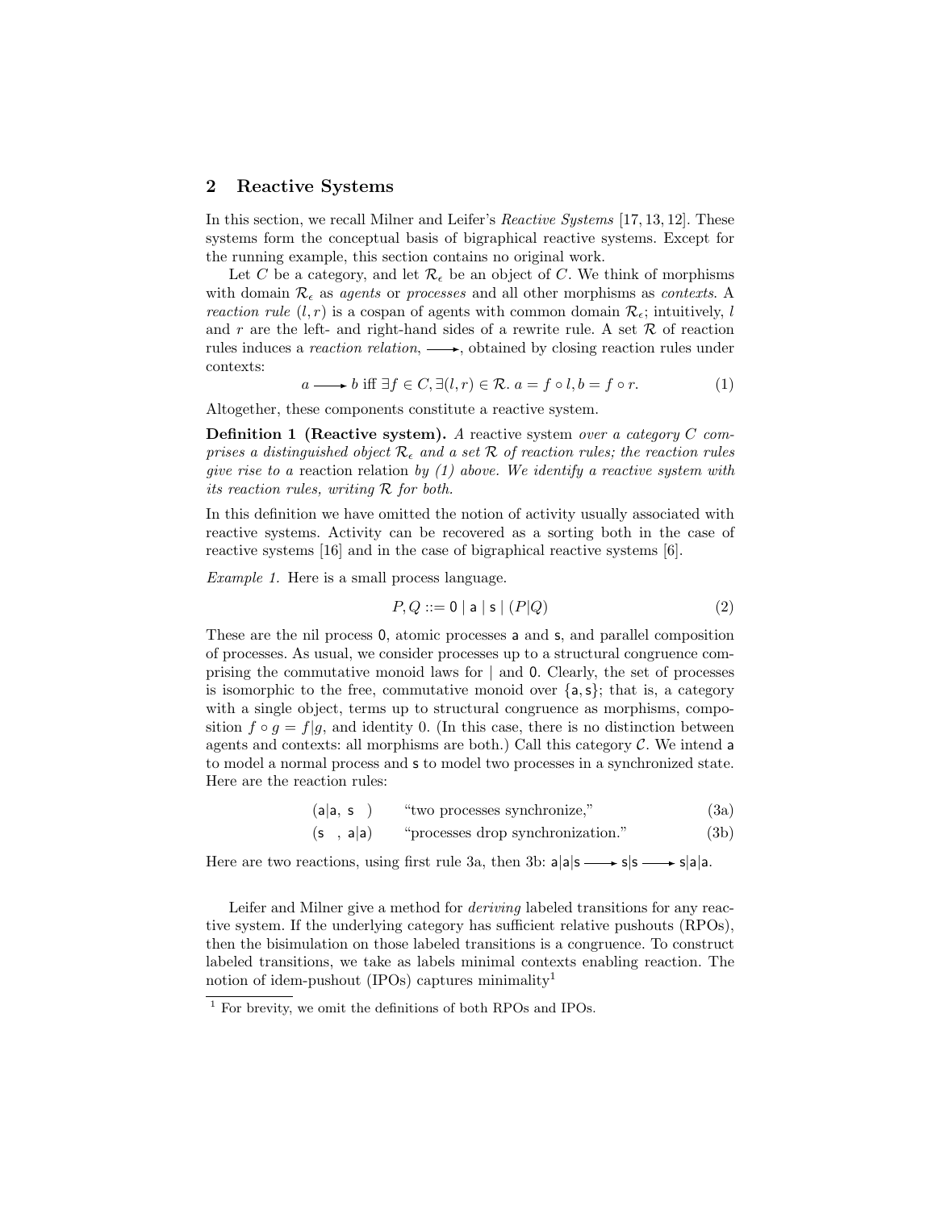## 2 Reactive Systems

In this section, we recall Milner and Leifer's *Reactive Systems* [17, 13, 12]. These systems form the conceptual basis of bigraphical reactive systems. Except for the running example, this section contains no original work.

Let $C$ be a category, and let $\mathcal{R}_\epsilon$ be an object of $C$. We think of morphisms with domain $\mathcal{R}_\epsilon$ as *agents* or *processes* and all other morphisms as *contexts*. A *reaction rule* $(l, r)$ is a cospan of agents with common domain $\mathcal{R}_\epsilon$; intuitively, $l$ and $r$ are the left- and right-hand sides of a rewrite rule. A set $\mathcal{R}$ of reaction rules induces a *reaction relation*, $\longrightarrow$, obtained by closing reaction rules under contexts:

$$a \longrightarrow b \text{ iff } \exists f \in C, \exists (l, r) \in \mathcal{R}.\ a = f \circ l, b = f \circ r. \tag{1}$$

Altogether, these components constitute a reactive system.

**Definition 1 (Reactive system).** *A* reactive system *over a category $C$ comprises a distinguished object $\mathcal{R}_\epsilon$ and a set $\mathcal{R}$ of reaction rules; the reaction rules give rise to a* reaction relation *by (1) above. We identify a reactive system with its reaction rules, writing $\mathcal{R}$ for both.*

In this definition we have omitted the notion of activity usually associated with reactive systems. Activity can be recovered as a sorting both in the case of reactive systems [16] and in the case of bigraphical reactive systems [6].

*Example 1.* Here is a small process language.

$$P, Q ::= \mathsf{0} \mid \mathsf{a} \mid \mathsf{s} \mid (P|Q) \tag{2}$$

These are the nil process $\mathsf{0}$, atomic processes $\mathsf{a}$ and $\mathsf{s}$, and parallel composition of processes. As usual, we consider processes up to a structural congruence comprising the commutative monoid laws for $|$ and $\mathsf{0}$. Clearly, the set of processes is isomorphic to the free, commutative monoid over $\{\mathsf{a}, \mathsf{s}\}$; that is, a category with a single object, terms up to structural congruence as morphisms, composition $f \circ g = f|g$, and identity $0$. (In this case, there is no distinction between agents and contexts: all morphisms are both.) Call this category $\mathcal{C}$. We intend $\mathsf{a}$ to model a normal process and $\mathsf{s}$ to model two processes in a synchronized state. Here are the reaction rules:

$$(\mathsf{a}|\mathsf{a},\ \mathsf{s}\ ) \qquad \text{"two processes synchronize,"} \tag{3a}$$

$$(\mathsf{s}\ ,\ \mathsf{a}|\mathsf{a}) \qquad \text{"processes drop synchronization."} \tag{3b}$$

Here are two reactions, using first rule 3a, then 3b: $\mathsf{a}|\mathsf{a}|\mathsf{s} \longrightarrow \mathsf{s}|\mathsf{s} \longrightarrow \mathsf{s}|\mathsf{a}|\mathsf{a}$.

Leifer and Milner give a method for *deriving* labeled transitions for any reactive system. If the underlying category has sufficient relative pushouts (RPOs), then the bisimulation on those labeled transitions is a congruence. To construct labeled transitions, we take as labels minimal contexts enabling reaction. The notion of idem-pushout (IPOs) captures minimality[1]

[1] For brevity, we omit the definitions of both RPOs and IPOs.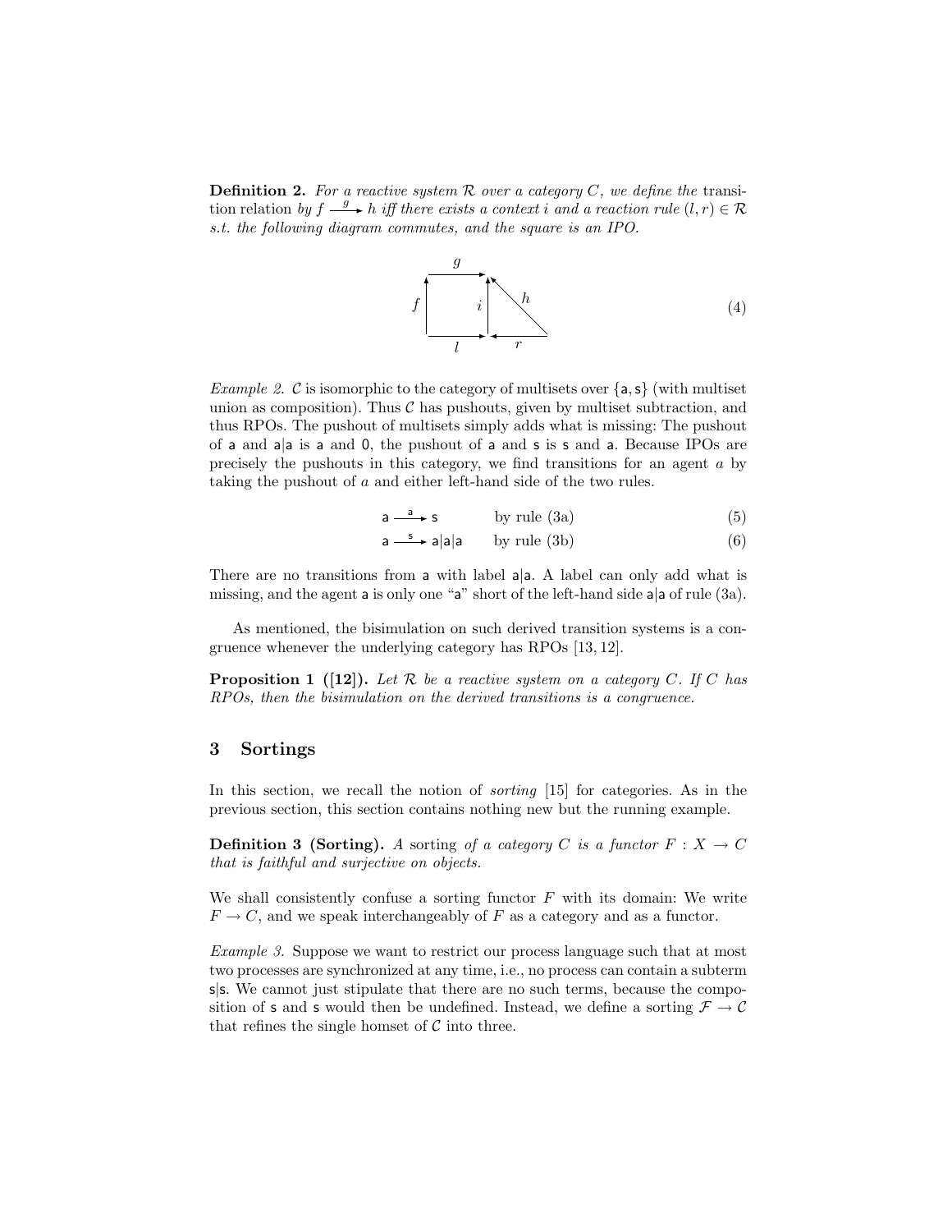**Definition 2.** *For a reactive system $\mathcal{R}$ over a category $C$, we define the* transition relation *by $f \xrightarrow{g} h$ iff there exists a context $i$ and a reaction rule $(l, r) \in \mathcal{R}$ s.t. the following diagram commutes, and the square is an IPO.*

$$\begin{array}{ccc} \cdot & \xrightarrow{g} & \cdot \\ f \uparrow & & \uparrow i \quad \nwarrow h \\ \cdot & \xrightarrow{l} & \cdot \xleftarrow{r} \cdot \end{array} \tag{4}$$

*Example 2.* $\mathcal{C}$ is isomorphic to the category of multisets over $\{\mathsf{a}, \mathsf{s}\}$ (with multiset union as composition). Thus $\mathcal{C}$ has pushouts, given by multiset subtraction, and thus RPOs. The pushout of multisets simply adds what is missing: The pushout of $\mathsf{a}$ and $\mathsf{a}|\mathsf{a}$ is $\mathsf{a}$ and $\mathsf{0}$, the pushout of $\mathsf{a}$ and $\mathsf{s}$ is $\mathsf{s}$ and $\mathsf{a}$. Because IPOs are precisely the pushouts in this category, we find transitions for an agent $a$ by taking the pushout of $a$ and either left-hand side of the two rules.

$$\mathsf{a} \xrightarrow{\mathsf{a}} \mathsf{s} \qquad \text{by rule (3a)} \tag{5}$$

$$\mathsf{a} \xrightarrow{\mathsf{s}} \mathsf{a}|\mathsf{a}|\mathsf{a} \qquad \text{by rule (3b)} \tag{6}$$

There are no transitions from $\mathsf{a}$ with label $\mathsf{a}|\mathsf{a}$. A label can only add what is missing, and the agent $\mathsf{a}$ is only one "$\mathsf{a}$" short of the left-hand side $\mathsf{a}|\mathsf{a}$ of rule (3a).

As mentioned, the bisimulation on such derived transition systems is a congruence whenever the underlying category has RPOs [13, 12].

**Proposition 1 ([12]).** *Let $\mathcal{R}$ be a reactive system on a category $C$. If $C$ has RPOs, then the bisimulation on the derived transitions is a congruence.*

## 3 Sortings

In this section, we recall the notion of *sorting* [15] for categories. As in the previous section, this section contains nothing new but the running example.

**Definition 3 (Sorting).** *A* sorting *of a category $C$ is a functor $F : X \to C$ that is faithful and surjective on objects.*

We shall consistently confuse a sorting functor $F$ with its domain: We write $F \to C$, and we speak interchangeably of $F$ as a category and as a functor.

*Example 3.* Suppose we want to restrict our process language such that at most two processes are synchronized at any time, i.e., no process can contain a subterm $\mathsf{s}|\mathsf{s}$. We cannot just stipulate that there are no such terms, because the composition of $\mathsf{s}$ and $\mathsf{s}$ would then be undefined. Instead, we define a sorting $\mathcal{F} \to \mathcal{C}$ that refines the single homset of $\mathcal{C}$ into three.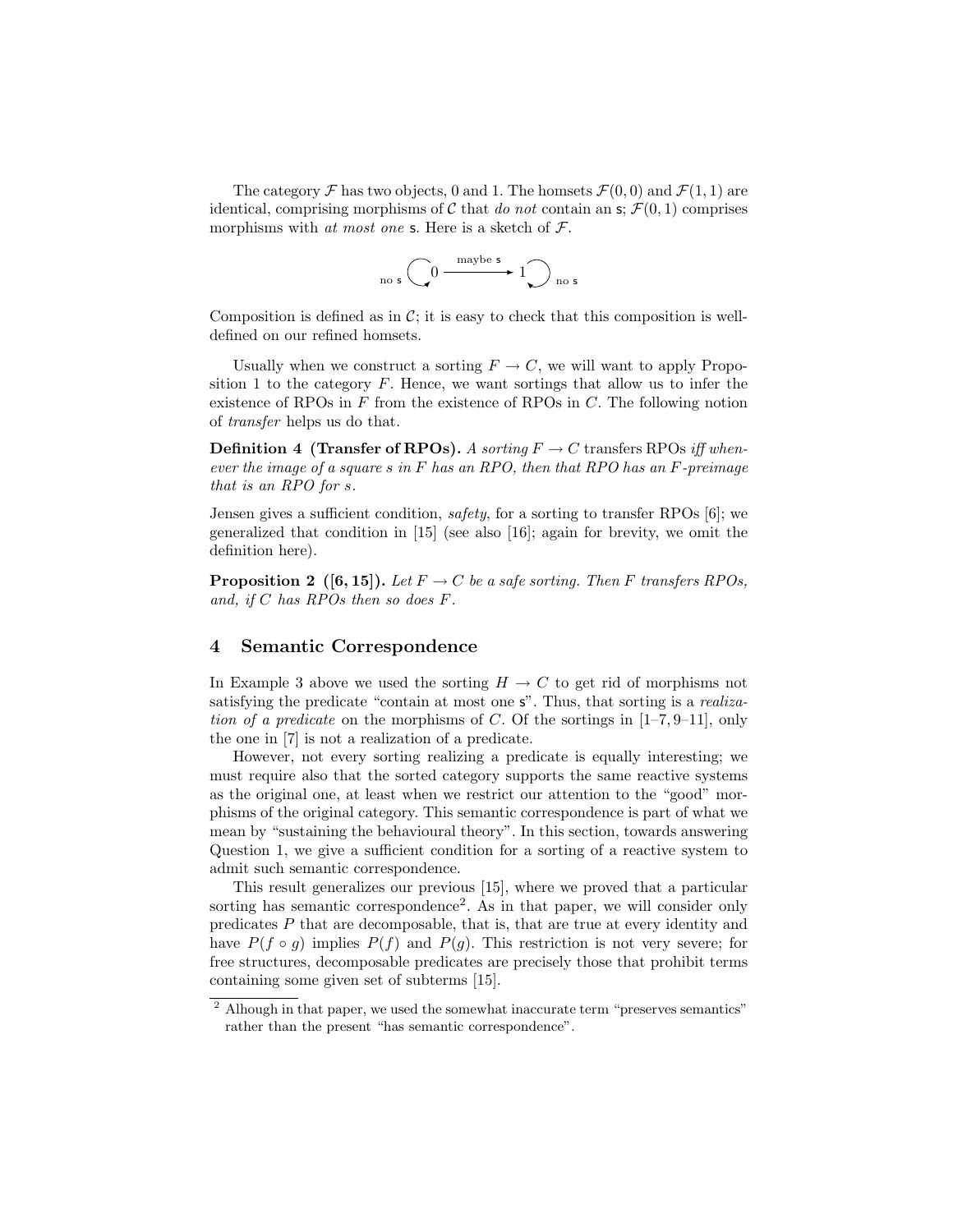The category $\mathcal{F}$ has two objects, 0 and 1. The homsets $\mathcal{F}(0,0)$ and $\mathcal{F}(1,1)$ are identical, comprising morphisms of $\mathcal{C}$ that *do not* contain an $\mathsf{s}$; $\mathcal{F}(0,1)$ comprises morphisms with *at most one* $\mathsf{s}$. Here is a sketch of $\mathcal{F}$.

$$\text{no } \mathsf{s} \circlearrowleft 0 \xrightarrow{\text{maybe } \mathsf{s}} 1 \circlearrowright \text{no } \mathsf{s}$$

Composition is defined as in $\mathcal{C}$; it is easy to check that this composition is well-defined on our refined homsets.

Usually when we construct a sorting $F \to C$, we will want to apply Proposition 1 to the category $F$. Hence, we want sortings that allow us to infer the existence of RPOs in $F$ from the existence of RPOs in $C$. The following notion of *transfer* helps us do that.

**Definition 4 (Transfer of RPOs).** *A sorting $F \to C$* transfers RPOs *iff whenever the image of a square $s$ in $F$ has an RPO, then that RPO has an $F$-preimage that is an RPO for $s$.*

Jensen gives a sufficient condition, *safety*, for a sorting to transfer RPOs [6]; we generalized that condition in [15] (see also [16]; again for brevity, we omit the definition here).

**Proposition 2 ([6, 15]).** *Let $F \to C$ be a safe sorting. Then $F$ transfers RPOs, and, if $C$ has RPOs then so does $F$.*

## 4 Semantic Correspondence

In Example 3 above we used the sorting $H \to C$ to get rid of morphisms not satisfying the predicate "contain at most one $\mathsf{s}$". Thus, that sorting is a *realization of a predicate* on the morphisms of $C$. Of the sortings in [1–7, 9–11], only the one in [7] is not a realization of a predicate.

However, not every sorting realizing a predicate is equally interesting; we must require also that the sorted category supports the same reactive systems as the original one, at least when we restrict our attention to the "good" morphisms of the original category. This semantic correspondence is part of what we mean by "sustaining the behavioural theory". In this section, towards answering Question 1, we give a sufficient condition for a sorting of a reactive system to admit such semantic correspondence.

This result generalizes our previous [15], where we proved that a particular sorting has semantic correspondence[2]. As in that paper, we will consider only predicates $P$ that are decomposable, that is, that are true at every identity and have $P(f \circ g)$ implies $P(f)$ and $P(g)$. This restriction is not very severe; for free structures, decomposable predicates are precisely those that prohibit terms containing some given set of subterms [15].

[2] Alhough in that paper, we used the somewhat inaccurate term "preserves semantics" rather than the present "has semantic correspondence".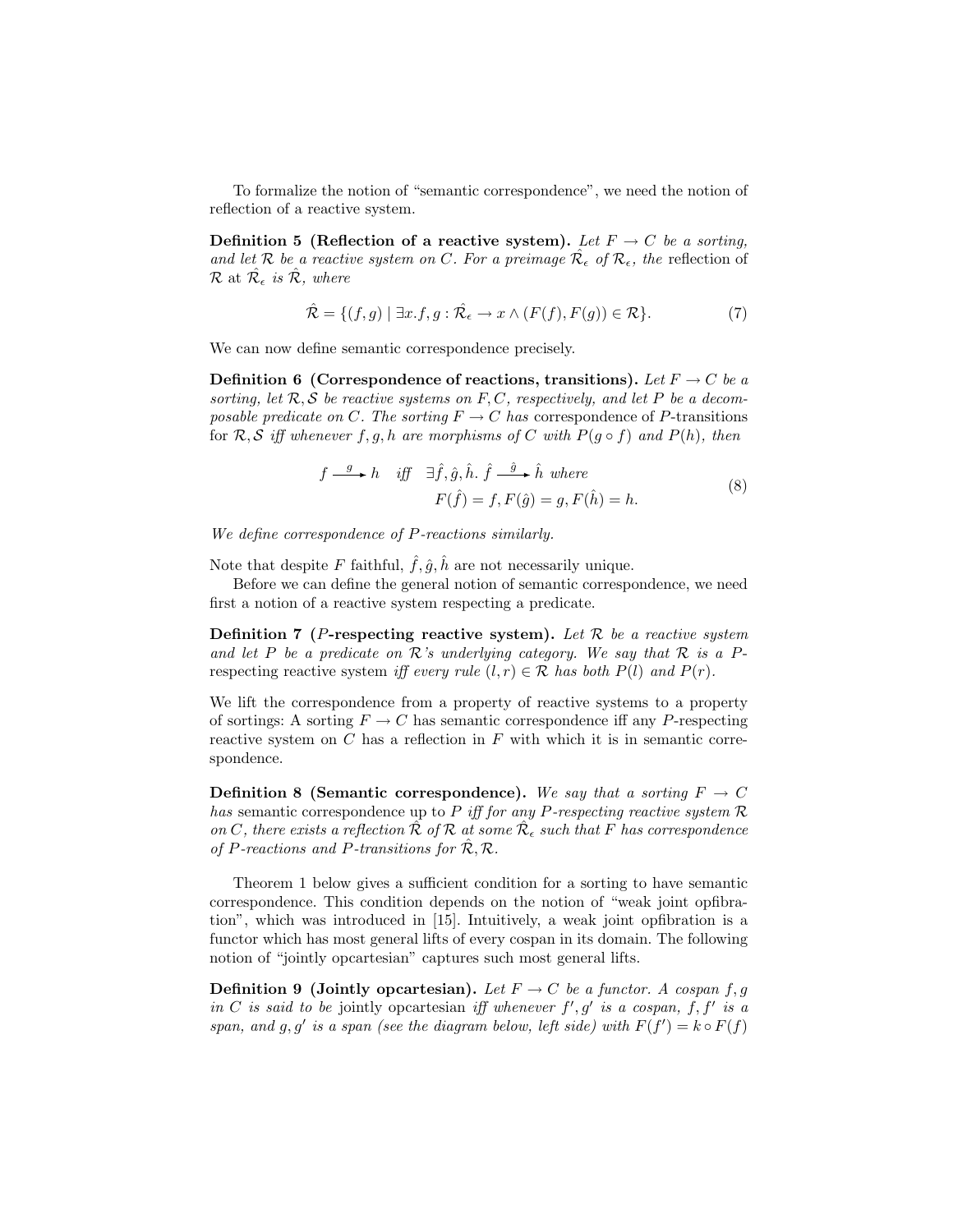To formalize the notion of "semantic correspondence", we need the notion of reflection of a reactive system.

**Definition 5 (Reflection of a reactive system).** *Let $F \to C$ be a sorting, and let $\mathcal{R}$ be a reactive system on $C$. For a preimage $\hat{\mathcal{R}_\epsilon}$ of $\mathcal{R}_\epsilon$, the* reflection of $\mathcal{R}$ at $\hat{\mathcal{R}_\epsilon}$ *is* $\hat{\mathcal{R}}$*, where*

$$\hat{\mathcal{R}} = \{(f,g) \mid \exists x. f,g : \hat{\mathcal{R}_\epsilon} \to x \wedge (F(f), F(g)) \in \mathcal{R}\}. \tag{7}$$

We can now define semantic correspondence precisely.

**Definition 6 (Correspondence of reactions, transitions).** *Let $F \to C$ be a sorting, let $\mathcal{R}, \mathcal{S}$ be reactive systems on $F, C$, respectively, and let $P$ be a decomposable predicate on $C$. The sorting $F \to C$ has* correspondence of $P$-transitions *for $\mathcal{R}, \mathcal{S}$ iff whenever $f, g, h$ are morphisms of $C$ with $P(g \circ f)$ and $P(h)$, then*

$$f \xrightarrow{g} h \quad \text{iff} \quad \exists \hat{f}, \hat{g}, \hat{h}.\ \hat{f} \xrightarrow{\hat{g}} \hat{h} \text{ where } F(\hat{f}) = f, F(\hat{g}) = g, F(\hat{h}) = h. \tag{8}$$

*We define correspondence of $P$-reactions similarly.*

Note that despite $F$ faithful, $\hat{f}, \hat{g}, \hat{h}$ are not necessarily unique.

Before we can define the general notion of semantic correspondence, we need first a notion of a reactive system respecting a predicate.

**Definition 7 ($P$-respecting reactive system).** *Let $\mathcal{R}$ be a reactive system and let $P$ be a predicate on $\mathcal{R}$'s underlying category. We say that $\mathcal{R}$ is a* $P$-respecting reactive system *iff every rule $(l, r) \in \mathcal{R}$ has both $P(l)$ and $P(r)$.*

We lift the correspondence from a property of reactive systems to a property of sortings: A sorting $F \to C$ has semantic correspondence iff any $P$-respecting reactive system on $C$ has a reflection in $F$ with which it is in semantic correspondence.

**Definition 8 (Semantic correspondence).** *We say that a sorting $F \to C$ has* semantic correspondence up to $P$ *iff for any $P$-respecting reactive system $\mathcal{R}$ on $C$, there exists a reflection $\hat{\mathcal{R}}$ of $\mathcal{R}$ at some $\hat{\mathcal{R}}_\epsilon$ such that $F$ has correspondence of $P$-reactions and $P$-transitions for $\hat{\mathcal{R}}, \mathcal{R}$.*

Theorem 1 below gives a sufficient condition for a sorting to have semantic correspondence. This condition depends on the notion of "weak joint opfibration", which was introduced in [15]. Intuitively, a weak joint opfibration is a functor which has most general lifts of every cospan in its domain. The following notion of "jointly opcartesian" captures such most general lifts.

**Definition 9 (Jointly opcartesian).** *Let $F \to C$ be a functor. A cospan $f, g$ in $C$ is said to be* jointly opcartesian *iff whenever $f', g'$ is a cospan, $f, f'$ is a span, and $g, g'$ is a span (see the diagram below, left side) with $F(f') = k \circ F(f)$*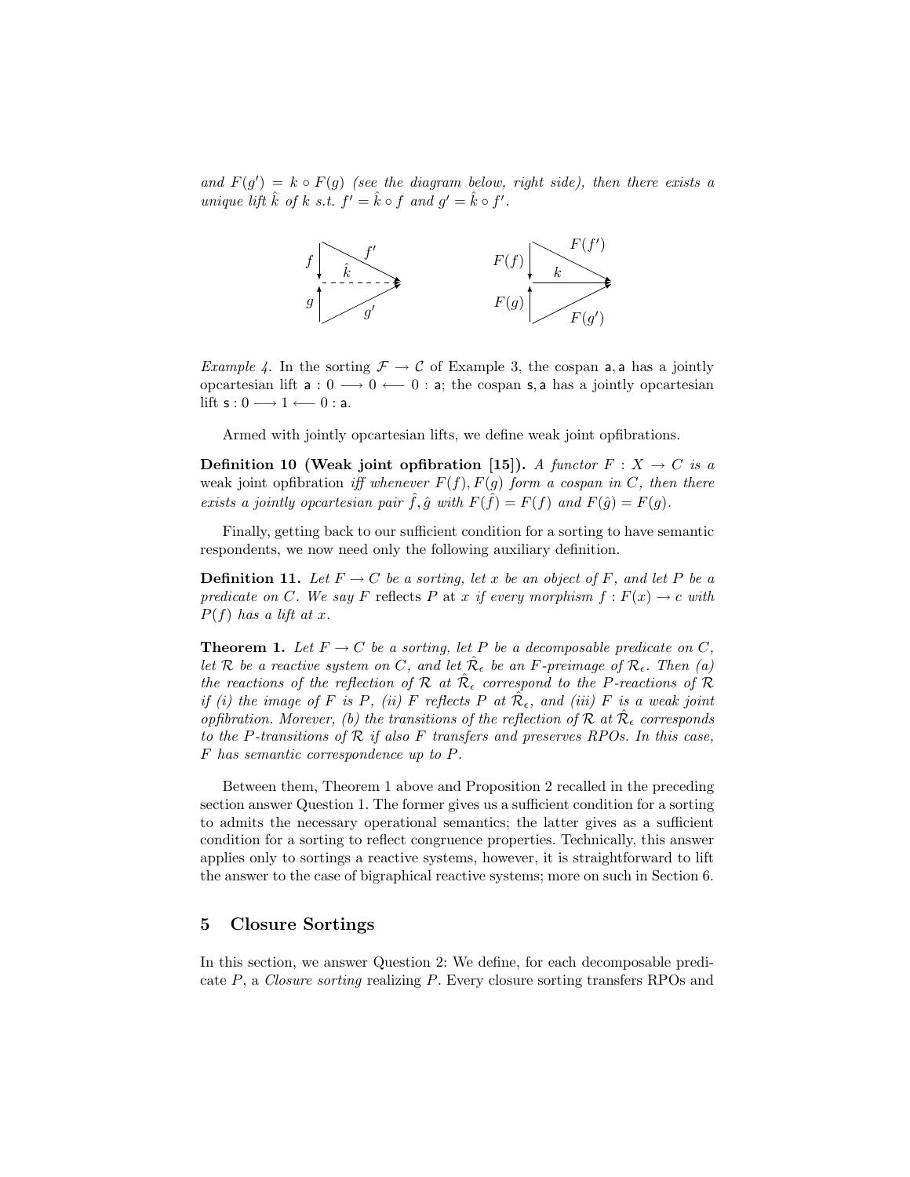and $F(g') = k \circ F(g)$ (see the diagram below, right side), then there exists a unique lift $\hat{k}$ of $k$ s.t. $f' = \hat{k} \circ f$ and $g' = \hat{k} \circ f'$.

*Example 4.* In the sorting $\mathcal{F} \to \mathcal{C}$ of Example 3, the cospan $\mathsf{a}, \mathsf{a}$ has a jointly opcartesian lift $\mathsf{a} : 0 \longrightarrow 0 \longleftarrow 0 : \mathsf{a}$; the cospan $\mathsf{s}, \mathsf{a}$ has a jointly opcartesian lift $\mathsf{s} : 0 \longrightarrow 1 \longleftarrow 0 : \mathsf{a}$.

Armed with jointly opcartesian lifts, we define weak joint opfibrations.

**Definition 10 (Weak joint opfibration [15]).** *A functor $F : X \to C$ is a* weak joint opfibration *iff whenever $F(f), F(g)$ form a cospan in $C$, then there exists a jointly opcartesian pair $\hat{f}, \hat{g}$ with $F(\hat{f}) = F(f)$ and $F(\hat{g}) = F(g)$.*

Finally, getting back to our sufficient condition for a sorting to have semantic respondents, we now need only the following auxiliary definition.

**Definition 11.** *Let $F \to C$ be a sorting, let $x$ be an object of $F$, and let $P$ be a predicate on $C$. We say $F$* reflects *$P$ at $x$ if every morphism $f : F(x) \to c$ with $P(f)$ has a lift at $x$.*

**Theorem 1.** *Let $F \to C$ be a sorting, let $P$ be a decomposable predicate on $C$, let $\mathcal{R}$ be a reactive system on $C$, and let $\hat{\mathcal{R}}_\epsilon$ be an $F$-preimage of $\mathcal{R}_\epsilon$. Then (a) the reactions of the reflection of $\mathcal{R}$ at $\hat{\mathcal{R}}_\epsilon$ correspond to the $P$-reactions of $\mathcal{R}$ if (i) the image of $F$ is $P$, (ii) $F$ reflects $P$ at $\hat{\mathcal{R}}_\epsilon$, and (iii) $F$ is a weak joint opfibration. Morever, (b) the transitions of the reflection of $\mathcal{R}$ at $\hat{\mathcal{R}}_\epsilon$ corresponds to the $P$-transitions of $\mathcal{R}$ if also $F$ transfers and preserves RPOs. In this case, $F$ has semantic correspondence up to $P$.*

Between them, Theorem 1 above and Proposition 2 recalled in the preceding section answer Question 1. The former gives us a sufficient condition for a sorting to admits the necessary operational semantics; the latter gives as a sufficient condition for a sorting to reflect congruence properties. Technically, this answer applies only to sortings a reactive systems, however, it is straightforward to lift the answer to the case of bigraphical reactive systems; more on such in Section 6.

## 5 Closure Sortings

In this section, we answer Question 2: We define, for each decomposable predicate $P$, a *Closure sorting* realizing $P$. Every closure sorting transfers RPOs and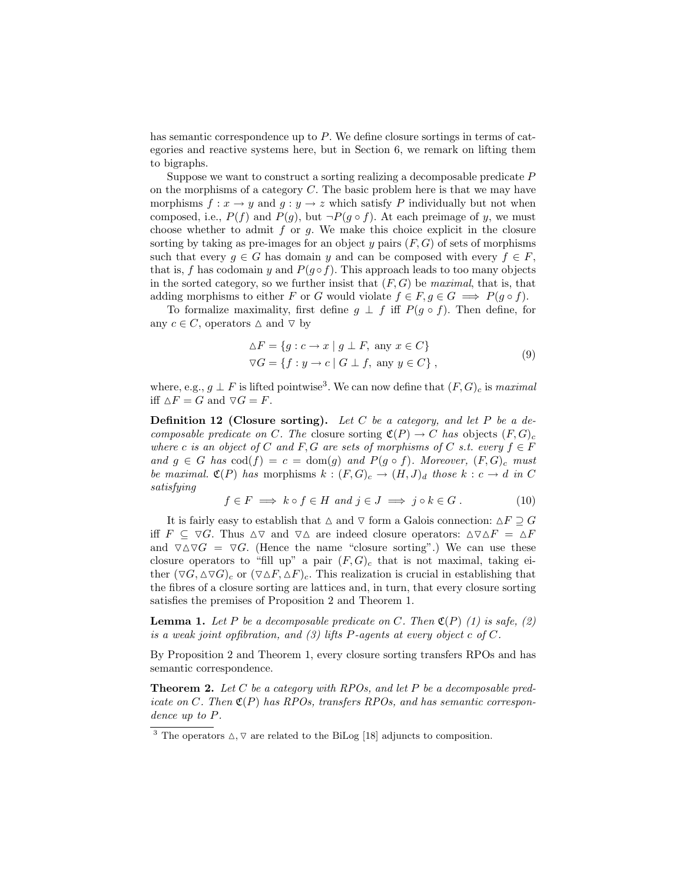has semantic correspondence up to $P$. We define closure sortings in terms of categories and reactive systems here, but in Section 6, we remark on lifting them to bigraphs.

Suppose we want to construct a sorting realizing a decomposable predicate $P$ on the morphisms of a category $C$. The basic problem here is that we may have morphisms $f : x \to y$ and $g : y \to z$ which satisfy $P$ individually but not when composed, i.e., $P(f)$ and $P(g)$, but $\neg P(g \circ f)$. At each preimage of $y$, we must choose whether to admit $f$ or $g$. We make this choice explicit in the closure sorting by taking as pre-images for an object $y$ pairs $(F, G)$ of sets of morphisms such that every $g \in G$ has domain $y$ and can be composed with every $f \in F$, that is, $f$ has codomain $y$ and $P(g \circ f)$. This approach leads to too many objects in the sorted category, so we further insist that $(F, G)$ be *maximal*, that is, that adding morphisms to either $F$ or $G$ would violate $f \in F, g \in G \implies P(g \circ f)$.

To formalize maximality, first define $g \perp f$ iff $P(g \circ f)$. Then define, for any $c \in C$, operators $\triangle$ and $\triangledown$ by

$$\begin{aligned} \triangle F &= \{g : c \to x \mid g \perp F, \text{ any } x \in C\} \\ \triangledown G &= \{f : y \to c \mid G \perp f, \text{ any } y \in C\}\,, \end{aligned} \tag{9}$$

where, e.g., $g \perp F$ is lifted pointwise[3]. We can now define that $(F, G)_c$ is *maximal* iff $\triangle F = G$ and $\triangledown G = F$.

**Definition 12 (Closure sorting).** *Let $C$ be a category, and let $P$ be a decomposable predicate on $C$. The* closure sorting *$\mathfrak{C}(P) \to C$ has objects $(F, G)_c$ where $c$ is an object of $C$ and $F, G$ are sets of morphisms of $C$ s.t. every $f \in F$ and $g \in G$ has $\mathrm{cod}(f) = c = \mathrm{dom}(g)$ and $P(g \circ f)$. Moreover, $(F, G)_c$ must be maximal. $\mathfrak{C}(P)$ has* morphisms *$k : (F, G)_c \to (H, J)_d$ those $k : c \to d$ in $C$ satisfying*

$$f \in F \implies k \circ f \in H \text{ and } j \in J \implies j \circ k \in G\,. \tag{10}$$

It is fairly easy to establish that $\triangle$ and $\triangledown$ form a Galois connection: $\triangle F \supseteq G$ iff $F \subseteq \triangledown G$. Thus $\triangle\triangledown$ and $\triangledown\triangle$ are indeed closure operators: $\triangle\triangledown\triangle F = \triangle F$ and $\triangledown\triangle\triangledown G = \triangledown G$. (Hence the name "closure sorting".) We can use these closure operators to "fill up" a pair $(F, G)_c$ that is not maximal, taking either $(\triangledown G, \triangle\triangledown G)_c$ or $(\triangledown\triangle F, \triangle F)_c$. This realization is crucial in establishing that the fibres of a closure sorting are lattices and, in turn, that every closure sorting satisfies the premises of Proposition 2 and Theorem 1.

**Lemma 1.** *Let $P$ be a decomposable predicate on $C$. Then $\mathfrak{C}(P)$ (1) is safe, (2) is a weak joint opfibration, and (3) lifts $P$-agents at every object $c$ of $C$.*

By Proposition 2 and Theorem 1, every closure sorting transfers RPOs and has semantic correspondence.

**Theorem 2.** *Let $C$ be a category with RPOs, and let $P$ be a decomposable predicate on $C$. Then $\mathfrak{C}(P)$ has RPOs, transfers RPOs, and has semantic correspondence up to $P$.*

[3] The operators $\triangle, \triangledown$ are related to the BiLog [18] adjuncts to composition.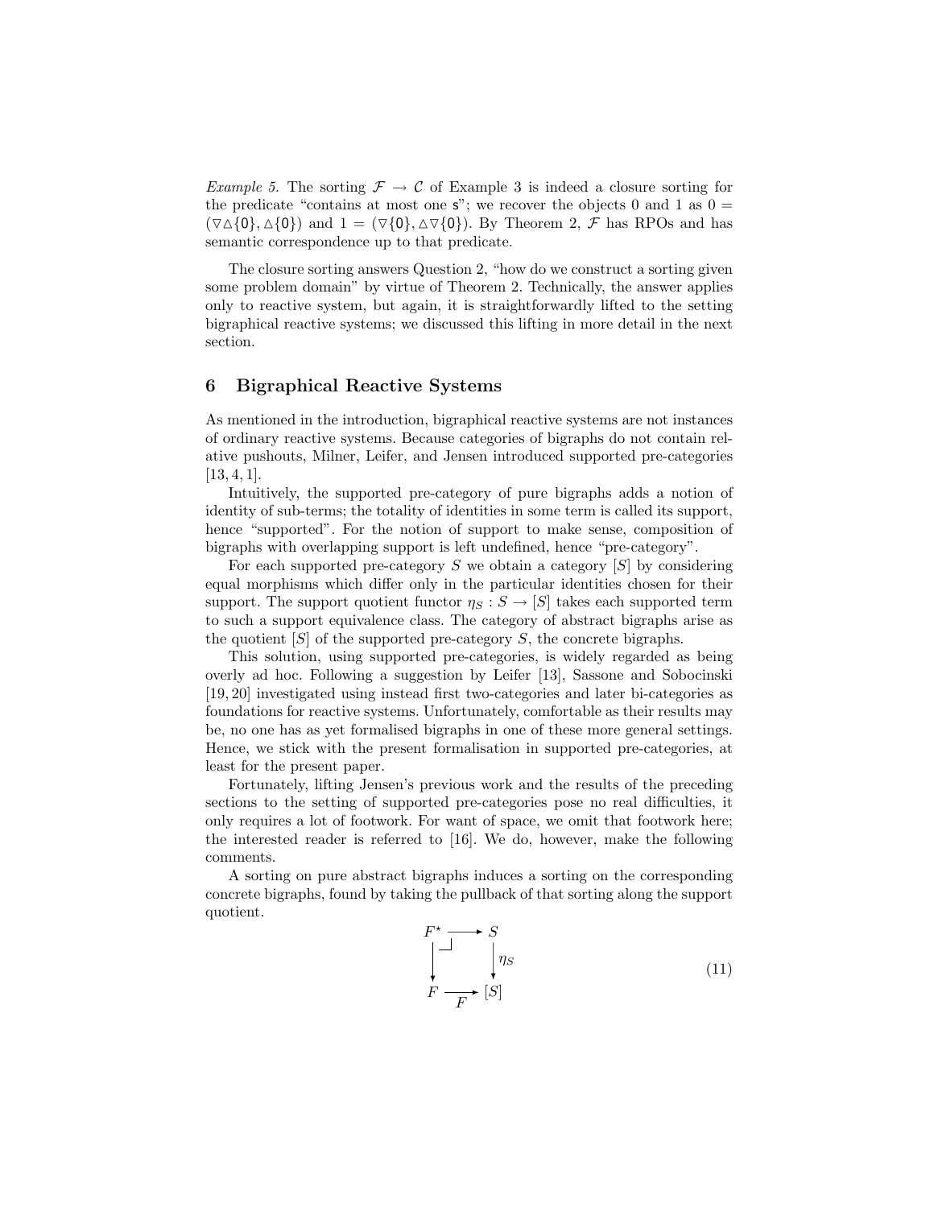*Example 5.* The sorting $\mathcal{F} \to \mathcal{C}$ of Example 3 is indeed a closure sorting for the predicate "contains at most one s"; we recover the objects 0 and 1 as $0 = (\triangledown\vartriangle\{0\}, \vartriangle\{0\})$ and $1 = (\triangledown\{0\}, \vartriangle\triangledown\{0\})$. By Theorem 2, $\mathcal{F}$ has RPOs and has semantic correspondence up to that predicate.

The closure sorting answers Question 2, "how do we construct a sorting given some problem domain" by virtue of Theorem 2. Technically, the answer applies only to reactive system, but again, it is straightforwardly lifted to the setting bigraphical reactive systems; we discussed this lifting in more detail in the next section.

## 6 Bigraphical Reactive Systems

As mentioned in the introduction, bigraphical reactive systems are not instances of ordinary reactive systems. Because categories of bigraphs do not contain relative pushouts, Milner, Leifer, and Jensen introduced supported pre-categories [13, 4, 1].

Intuitively, the supported pre-category of pure bigraphs adds a notion of identity of sub-terms; the totality of identities in some term is called its support, hence "supported". For the notion of support to make sense, composition of bigraphs with overlapping support is left undefined, hence "pre-category".

For each supported pre-category $S$ we obtain a category $[S]$ by considering equal morphisms which differ only in the particular identities chosen for their support. The support quotient functor $\eta_S : S \to [S]$ takes each supported term to such a support equivalence class. The category of abstract bigraphs arise as the quotient $[S]$ of the supported pre-category $S$, the concrete bigraphs.

This solution, using supported pre-categories, is widely regarded as being overly ad hoc. Following a suggestion by Leifer [13], Sassone and Sobocinski [19, 20] investigated using instead first two-categories and later bi-categories as foundations for reactive systems. Unfortunately, comfortable as their results may be, no one has as yet formalised bigraphs in one of these more general settings. Hence, we stick with the present formalisation in supported pre-categories, at least for the present paper.

Fortunately, lifting Jensen's previous work and the results of the preceding sections to the setting of supported pre-categories pose no real difficulties, it only requires a lot of footwork. For want of space, we omit that footwork here; the interested reader is referred to [16]. We do, however, make the following comments.

A sorting on pure abstract bigraphs induces a sorting on the corresponding concrete bigraphs, found by taking the pullback of that sorting along the support quotient.

$$
\begin{array}{ccc}
F^{\star} & \longrightarrow & S \\
\big\downarrow & \lrcorner & \big\downarrow \eta_S \\
F & \xrightarrow[F]{} & [S]
\end{array}
\qquad (11)
$$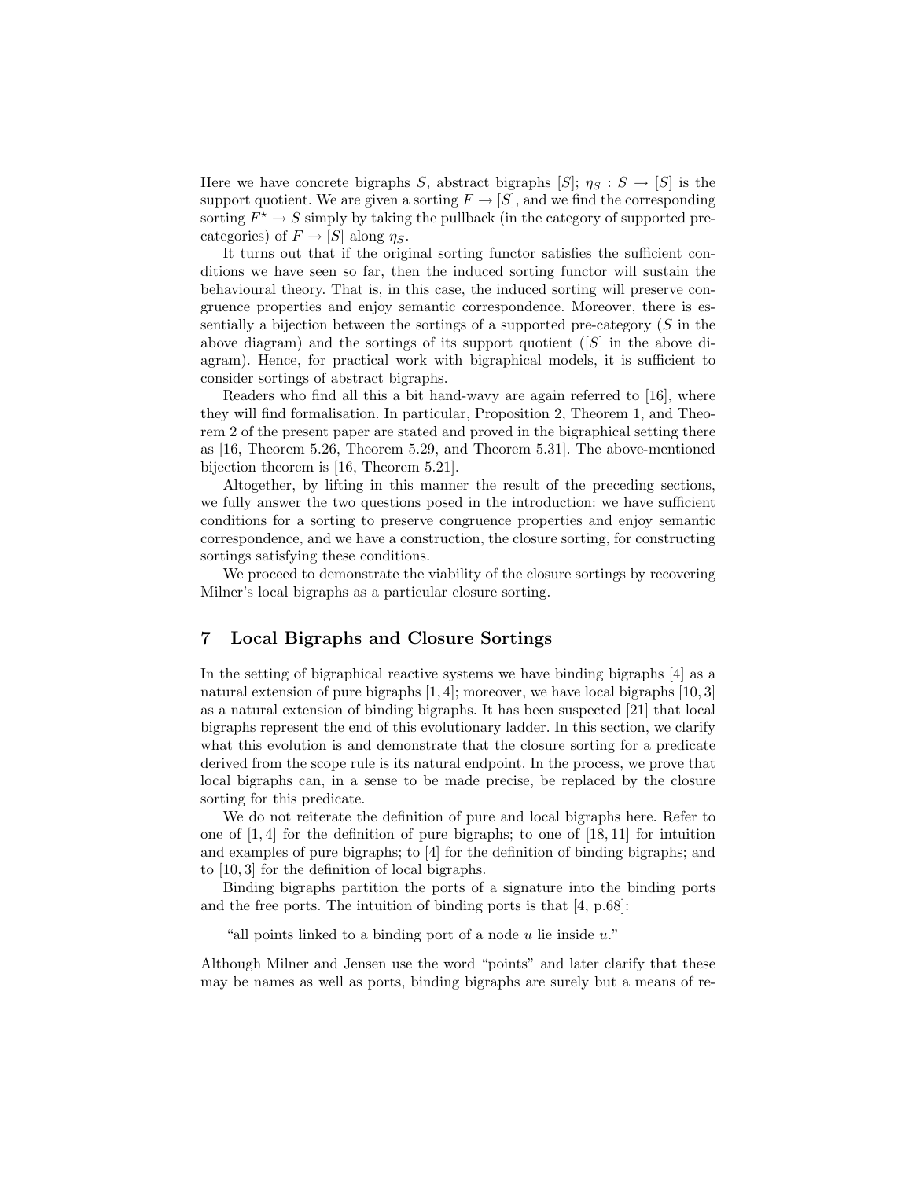Here we have concrete bigraphs $S$, abstract bigraphs $[S]$; $\eta_S : S \to [S]$ is the support quotient. We are given a sorting $F \to [S]$, and we find the corresponding sorting $F^\star \to S$ simply by taking the pullback (in the category of supported pre-categories) of $F \to [S]$ along $\eta_S$.

It turns out that if the original sorting functor satisfies the sufficient conditions we have seen so far, then the induced sorting functor will sustain the behavioural theory. That is, in this case, the induced sorting will preserve congruence properties and enjoy semantic correspondence. Moreover, there is essentially a bijection between the sortings of a supported pre-category ($S$ in the above diagram) and the sortings of its support quotient ($[S]$ in the above diagram). Hence, for practical work with bigraphical models, it is sufficient to consider sortings of abstract bigraphs.

Readers who find all this a bit hand-wavy are again referred to [16], where they will find formalisation. In particular, Proposition 2, Theorem 1, and Theorem 2 of the present paper are stated and proved in the bigraphical setting there as [16, Theorem 5.26, Theorem 5.29, and Theorem 5.31]. The above-mentioned bijection theorem is [16, Theorem 5.21].

Altogether, by lifting in this manner the result of the preceding sections, we fully answer the two questions posed in the introduction: we have sufficient conditions for a sorting to preserve congruence properties and enjoy semantic correspondence, and we have a construction, the closure sorting, for constructing sortings satisfying these conditions.

We proceed to demonstrate the viability of the closure sortings by recovering Milner's local bigraphs as a particular closure sorting.

## 7 Local Bigraphs and Closure Sortings

In the setting of bigraphical reactive systems we have binding bigraphs [4] as a natural extension of pure bigraphs [1, 4]; moreover, we have local bigraphs [10, 3] as a natural extension of binding bigraphs. It has been suspected [21] that local bigraphs represent the end of this evolutionary ladder. In this section, we clarify what this evolution is and demonstrate that the closure sorting for a predicate derived from the scope rule is its natural endpoint. In the process, we prove that local bigraphs can, in a sense to be made precise, be replaced by the closure sorting for this predicate.

We do not reiterate the definition of pure and local bigraphs here. Refer to one of [1, 4] for the definition of pure bigraphs; to one of [18, 11] for intuition and examples of pure bigraphs; to [4] for the definition of binding bigraphs; and to [10, 3] for the definition of local bigraphs.

Binding bigraphs partition the ports of a signature into the binding ports and the free ports. The intuition of binding ports is that [4, p.68]:

> "all points linked to a binding port of a node $u$ lie inside $u$."

Although Milner and Jensen use the word "points" and later clarify that these may be names as well as ports, binding bigraphs are surely but a means of re-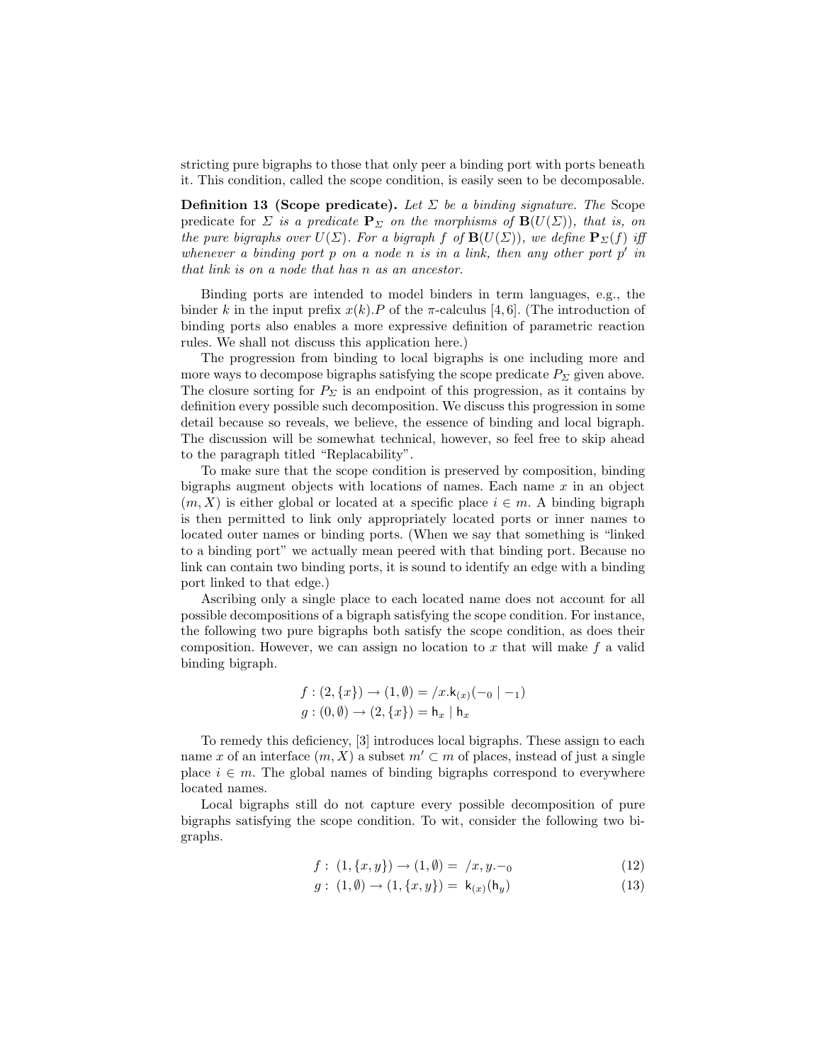stricting pure bigraphs to those that only peer a binding port with ports beneath it. This condition, called the scope condition, is easily seen to be decomposable.

**Definition 13 (Scope predicate).** *Let $\Sigma$ be a binding signature. The* Scope *predicate for $\Sigma$ is a predicate $\mathbf{P}_\Sigma$ on the morphisms of $\mathbf{B}(U(\Sigma))$, that is, on the pure bigraphs over $U(\Sigma)$. For a bigraph $f$ of $\mathbf{B}(U(\Sigma))$, we define $\mathbf{P}_\Sigma(f)$ iff whenever a binding port $p$ on a node $n$ is in a link, then any other port $p'$ in that link is on a node that has $n$ as an ancestor.*

Binding ports are intended to model binders in term languages, e.g., the binder $k$ in the input prefix $x(k).P$ of the $\pi$-calculus [4, 6]. (The introduction of binding ports also enables a more expressive definition of parametric reaction rules. We shall not discuss this application here.)

The progression from binding to local bigraphs is one including more and more ways to decompose bigraphs satisfying the scope predicate $P_\Sigma$ given above. The closure sorting for $P_\Sigma$ is an endpoint of this progression, as it contains by definition every possible such decomposition. We discuss this progression in some detail because so reveals, we believe, the essence of binding and local bigraph. The discussion will be somewhat technical, however, so feel free to skip ahead to the paragraph titled "Replacability".

To make sure that the scope condition is preserved by composition, binding bigraphs augment objects with locations of names. Each name $x$ in an object $(m, X)$ is either global or located at a specific place $i \in m$. A binding bigraph is then permitted to link only appropriately located ports or inner names to located outer names or binding ports. (When we say that something is "linked to a binding port" we actually mean peered with that binding port. Because no link can contain two binding ports, it is sound to identify an edge with a binding port linked to that edge.)

Ascribing only a single place to each located name does not account for all possible decompositions of a bigraph satisfying the scope condition. For instance, the following two pure bigraphs both satisfy the scope condition, as does their composition. However, we can assign no location to $x$ that will make $f$ a valid binding bigraph.

$$f : (2, \{x\}) \to (1, \emptyset) = /x.\mathsf{k}_{(x)}(-_0 \mid -_1)$$
$$g : (0, \emptyset) \to (2, \{x\}) = \mathsf{h}_x \mid \mathsf{h}_x$$

To remedy this deficiency, [3] introduces local bigraphs. These assign to each name $x$ of an interface $(m, X)$ a subset $m' \subset m$ of places, instead of just a single place $i \in m$. The global names of binding bigraphs correspond to everywhere located names.

Local bigraphs still do not capture every possible decomposition of pure bigraphs satisfying the scope condition. To wit, consider the following two bigraphs.

$$f : \ (1, \{x, y\}) \to (1, \emptyset) = \ /x, y.-_0 \tag{12}$$
$$g : \ (1, \emptyset) \to (1, \{x, y\}) = \ \mathsf{k}_{(x)}(\mathsf{h}_y) \tag{13}$$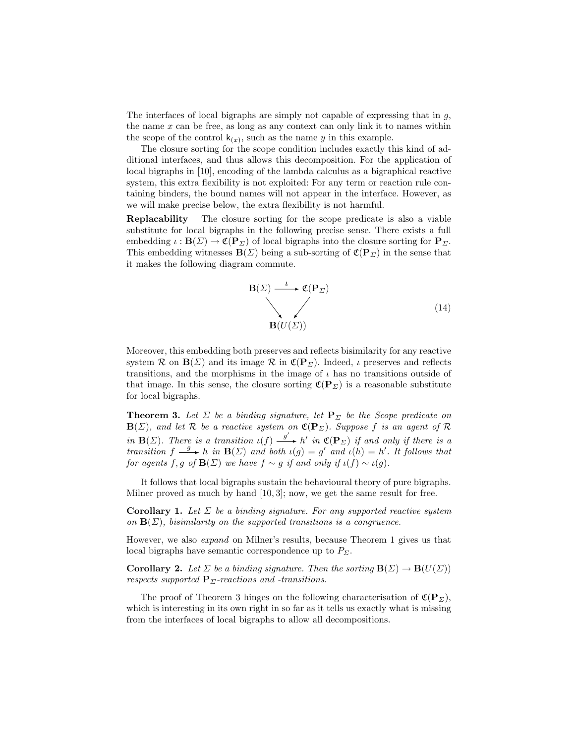The interfaces of local bigraphs are simply not capable of expressing that in $g$, the name $x$ can be free, as long as any context can only link it to names within the scope of the control $\mathsf{k}_{(x)}$, such as the name $y$ in this example.

The closure sorting for the scope condition includes exactly this kind of additional interfaces, and thus allows this decomposition. For the application of local bigraphs in [10], encoding of the lambda calculus as a bigraphical reactive system, this extra flexibility is not exploited: For any term or reaction rule containing binders, the bound names will not appear in the interface. However, as we will make precise below, the extra flexibility is not harmful.

**Replacability** The closure sorting for the scope predicate is also a viable substitute for local bigraphs in the following precise sense. There exists a full embedding $\iota : \mathbf{B}(\Sigma) \to \mathfrak{C}(\mathbf{P}_\Sigma)$ of local bigraphs into the closure sorting for $\mathbf{P}_\Sigma$. This embedding witnesses $\mathbf{B}(\Sigma)$ being a sub-sorting of $\mathfrak{C}(\mathbf{P}_\Sigma)$ in the sense that it makes the following diagram commute.

$$
\begin{array}{ccc}
\mathbf{B}(\Sigma) & \xrightarrow{\ \iota\ } & \mathfrak{C}(\mathbf{P}_\Sigma) \\
& \searrow \quad \swarrow & \\
& \mathbf{B}(U(\Sigma)) &
\end{array}
\tag{14}
$$

Moreover, this embedding both preserves and reflects bisimilarity for any reactive system $\mathcal{R}$ on $\mathbf{B}(\Sigma)$ and its image $\mathcal{R}$ in $\mathfrak{C}(\mathbf{P}_\Sigma)$. Indeed, $\iota$ preserves and reflects transitions, and the morphisms in the image of $\iota$ has no transitions outside of that image. In this sense, the closure sorting $\mathfrak{C}(\mathbf{P}_\Sigma)$ is a reasonable substitute for local bigraphs.

**Theorem 3.** *Let $\Sigma$ be a binding signature, let $\mathbf{P}_\Sigma$ be the Scope predicate on $\mathbf{B}(\Sigma)$, and let $\mathcal{R}$ be a reactive system on $\mathfrak{C}(\mathbf{P}_\Sigma)$. Suppose $f$ is an agent of $\mathcal{R}$ in $\mathbf{B}(\Sigma)$. There is a transition $\iota(f) \xrightarrow{g'} h'$ in $\mathfrak{C}(\mathbf{P}_\Sigma)$ if and only if there is a transition $f \xrightarrow{g} h$ in $\mathbf{B}(\Sigma)$ and both $\iota(g) = g'$ and $\iota(h) = h'$. It follows that for agents $f, g$ of $\mathbf{B}(\Sigma)$ we have $f \sim g$ if and only if $\iota(f) \sim \iota(g)$.*

It follows that local bigraphs sustain the behavioural theory of pure bigraphs. Milner proved as much by hand [10, 3]; now, we get the same result for free.

**Corollary 1.** *Let $\Sigma$ be a binding signature. For any supported reactive system on $\mathbf{B}(\Sigma)$, bisimilarity on the supported transitions is a congruence.*

However, we also *expand* on Milner's results, because Theorem 1 gives us that local bigraphs have semantic correspondence up to $P_\Sigma$.

**Corollary 2.** *Let $\Sigma$ be a binding signature. Then the sorting $\mathbf{B}(\Sigma) \to \mathbf{B}(U(\Sigma))$ respects supported $\mathbf{P}_\Sigma$-reactions and -transitions.*

The proof of Theorem 3 hinges on the following characterisation of $\mathfrak{C}(\mathbf{P}_\Sigma)$, which is interesting in its own right in so far as it tells us exactly what is missing from the interfaces of local bigraphs to allow all decompositions.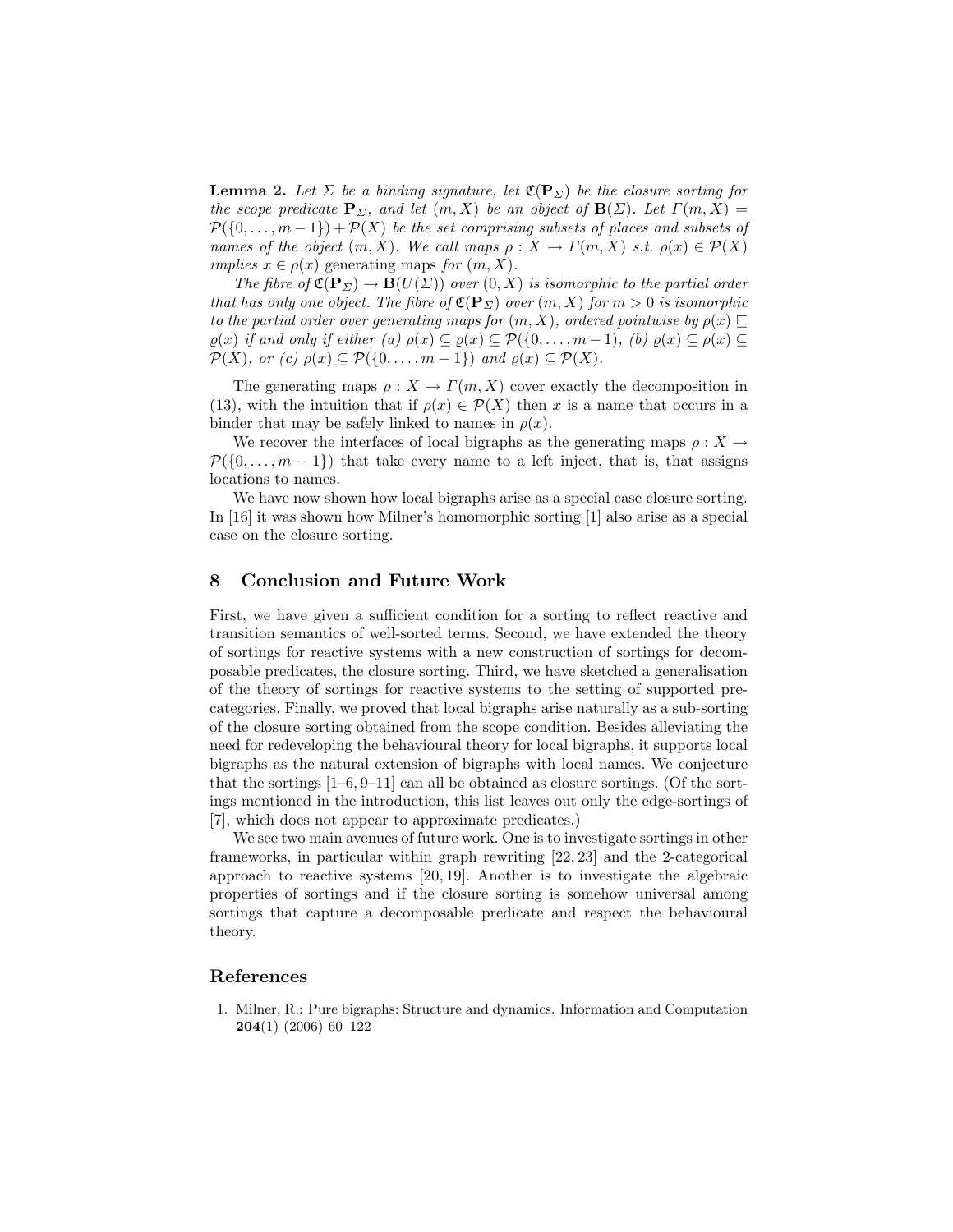**Lemma 2.** *Let $\Sigma$ be a binding signature, let $\mathfrak{C}(\mathbf{P}_\Sigma)$ be the closure sorting for the scope predicate $\mathbf{P}_\Sigma$, and let $(m, X)$ be an object of $\mathbf{B}(\Sigma)$. Let $\Gamma(m, X) = \mathcal{P}(\{0, \ldots, m-1\}) + \mathcal{P}(X)$ be the set comprising subsets of places and subsets of names of the object $(m, X)$. We call maps $\rho : X \to \Gamma(m, X)$ s.t. $\rho(x) \in \mathcal{P}(X)$ implies $x \in \rho(x)$* generating maps *for $(m, X)$.*

*The fibre of $\mathfrak{C}(\mathbf{P}_\Sigma) \to \mathbf{B}(U(\Sigma))$ over $(0, X)$ is isomorphic to the partial order that has only one object. The fibre of $\mathfrak{C}(\mathbf{P}_\Sigma)$ over $(m, X)$ for $m > 0$ is isomorphic to the partial order over generating maps for $(m, X)$, ordered pointwise by $\rho(x) \sqsubseteq \varrho(x)$ if and only if either (a) $\rho(x) \subseteq \varrho(x) \subseteq \mathcal{P}(\{0, \ldots, m-1)$, (b) $\varrho(x) \subseteq \rho(x) \subseteq \mathcal{P}(X)$, or (c) $\rho(x) \subseteq \mathcal{P}(\{0, \ldots, m-1\})$ and $\varrho(x) \subseteq \mathcal{P}(X)$.*

The generating maps $\rho : X \to \Gamma(m, X)$ cover exactly the decomposition in (13), with the intuition that if $\rho(x) \in \mathcal{P}(X)$ then $x$ is a name that occurs in a binder that may be safely linked to names in $\rho(x)$.

We recover the interfaces of local bigraphs as the generating maps $\rho : X \to \mathcal{P}(\{0, \ldots, m-1\})$ that take every name to a left inject, that is, that assigns locations to names.

We have now shown how local bigraphs arise as a special case closure sorting. In [16] it was shown how Milner's homomorphic sorting [1] also arise as a special case on the closure sorting.

## 8 Conclusion and Future Work

First, we have given a sufficient condition for a sorting to reflect reactive and transition semantics of well-sorted terms. Second, we have extended the theory of sortings for reactive systems with a new construction of sortings for decomposable predicates, the closure sorting. Third, we have sketched a generalisation of the theory of sortings for reactive systems to the setting of supported precategories. Finally, we proved that local bigraphs arise naturally as a sub-sorting of the closure sorting obtained from the scope condition. Besides alleviating the need for redeveloping the behavioural theory for local bigraphs, it supports local bigraphs as the natural extension of bigraphs with local names. We conjecture that the sortings [1–6, 9–11] can all be obtained as closure sortings. (Of the sortings mentioned in the introduction, this list leaves out only the edge-sortings of [7], which does not appear to approximate predicates.)

We see two main avenues of future work. One is to investigate sortings in other frameworks, in particular within graph rewriting [22, 23] and the 2-categorical approach to reactive systems [20, 19]. Another is to investigate the algebraic properties of sortings and if the closure sorting is somehow universal among sortings that capture a decomposable predicate and respect the behavioural theory.

## References

1. Milner, R.: Pure bigraphs: Structure and dynamics. Information and Computation **204**(1) (2006) 60–122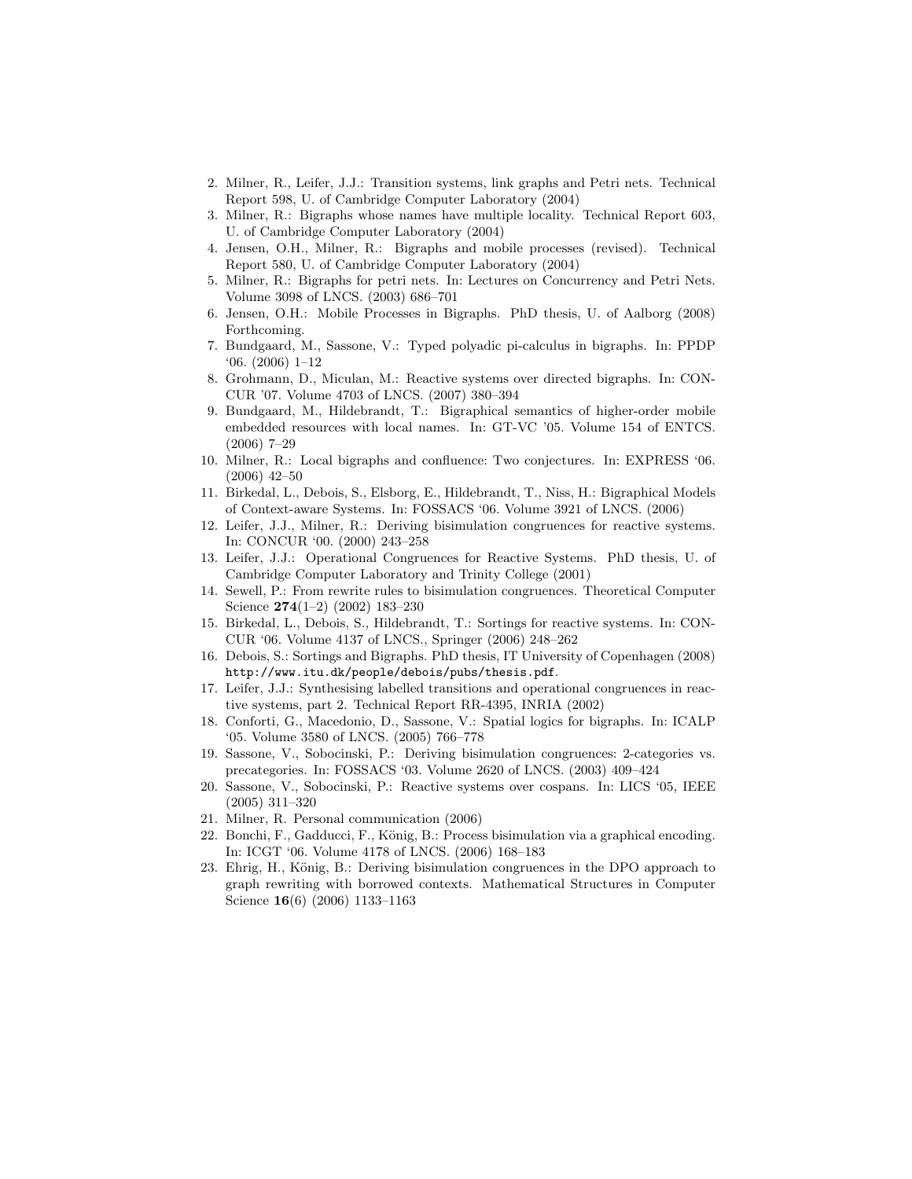2. Milner, R., Leifer, J.J.: Transition systems, link graphs and Petri nets. Technical Report 598, U. of Cambridge Computer Laboratory (2004)
3. Milner, R.: Bigraphs whose names have multiple locality. Technical Report 603, U. of Cambridge Computer Laboratory (2004)
4. Jensen, O.H., Milner, R.: Bigraphs and mobile processes (revised). Technical Report 580, U. of Cambridge Computer Laboratory (2004)
5. Milner, R.: Bigraphs for petri nets. In: Lectures on Concurrency and Petri Nets. Volume 3098 of LNCS. (2003) 686–701
6. Jensen, O.H.: Mobile Processes in Bigraphs. PhD thesis, U. of Aalborg (2008) Forthcoming.
7. Bundgaard, M., Sassone, V.: Typed polyadic pi-calculus in bigraphs. In: PPDP '06. (2006) 1–12
8. Grohmann, D., Miculan, M.: Reactive systems over directed bigraphs. In: CONCUR '07. Volume 4703 of LNCS. (2007) 380–394
9. Bundgaard, M., Hildebrandt, T.: Bigraphical semantics of higher-order mobile embedded resources with local names. In: GT-VC '05. Volume 154 of ENTCS. (2006) 7–29
10. Milner, R.: Local bigraphs and confluence: Two conjectures. In: EXPRESS '06. (2006) 42–50
11. Birkedal, L., Debois, S., Elsborg, E., Hildebrandt, T., Niss, H.: Bigraphical Models of Context-aware Systems. In: FOSSACS '06. Volume 3921 of LNCS. (2006)
12. Leifer, J.J., Milner, R.: Deriving bisimulation congruences for reactive systems. In: CONCUR '00. (2000) 243–258
13. Leifer, J.J.: Operational Congruences for Reactive Systems. PhD thesis, U. of Cambridge Computer Laboratory and Trinity College (2001)
14. Sewell, P.: From rewrite rules to bisimulation congruences. Theoretical Computer Science **274**(1–2) (2002) 183–230
15. Birkedal, L., Debois, S., Hildebrandt, T.: Sortings for reactive systems. In: CONCUR '06. Volume 4137 of LNCS., Springer (2006) 248–262
16. Debois, S.: Sortings and Bigraphs. PhD thesis, IT University of Copenhagen (2008) `http://www.itu.dk/people/debois/pubs/thesis.pdf`.
17. Leifer, J.J.: Synthesising labelled transitions and operational congruences in reactive systems, part 2. Technical Report RR-4395, INRIA (2002)
18. Conforti, G., Macedonio, D., Sassone, V.: Spatial logics for bigraphs. In: ICALP '05. Volume 3580 of LNCS. (2005) 766–778
19. Sassone, V., Sobocinski, P.: Deriving bisimulation congruences: 2-categories vs. precategories. In: FOSSACS '03. Volume 2620 of LNCS. (2003) 409–424
20. Sassone, V., Sobocinski, P.: Reactive systems over cospans. In: LICS '05, IEEE (2005) 311–320
21. Milner, R. Personal communication (2006)
22. Bonchi, F., Gadducci, F., König, B.: Process bisimulation via a graphical encoding. In: ICGT '06. Volume 4178 of LNCS. (2006) 168–183
23. Ehrig, H., König, B.: Deriving bisimulation congruences in the DPO approach to graph rewriting with borrowed contexts. Mathematical Structures in Computer Science **16**(6) (2006) 1133–1163